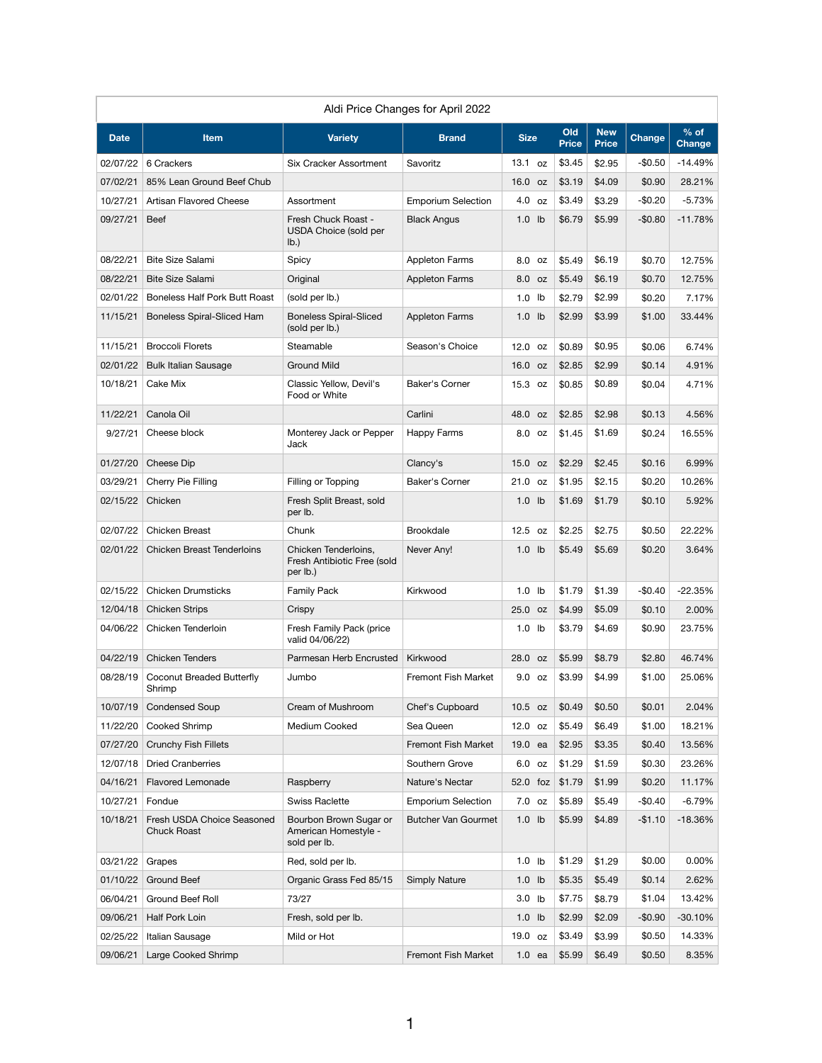| Aldi Price Changes for April 2022 | | | | | | | | | |
|---|---|---|---|---|---|---|---|---|---|
| **Date** | **Item** | **Variety** | **Brand** | **Size** | | **Old Price** | **New Price** | **Change** | **% of Change** |
| 02/07/22 | 6 Crackers | Six Cracker Assortment | Savoritz | 13.1 | oz | $3.45 | $2.95 | -$0.50 | -14.49% |
| 07/02/21 | 85% Lean Ground Beef Chub | | | 16.0 | oz | $3.19 | $4.09 | $0.90 | 28.21% |
| 10/27/21 | Artisan Flavored Cheese | Assortment | Emporium Selection | 4.0 | oz | $3.49 | $3.29 | -$0.20 | -5.73% |
| 09/27/21 | Beef | Fresh Chuck Roast - USDA Choice (sold per lb.) | Black Angus | 1.0 | lb | $6.79 | $5.99 | -$0.80 | -11.78% |
| 08/22/21 | Bite Size Salami | Spicy | Appleton Farms | 8.0 | oz | $5.49 | $6.19 | $0.70 | 12.75% |
| 08/22/21 | Bite Size Salami | Original | Appleton Farms | 8.0 | oz | $5.49 | $6.19 | $0.70 | 12.75% |
| 02/01/22 | Boneless Half Pork Butt Roast | (sold per lb.) | | 1.0 | lb | $2.79 | $2.99 | $0.20 | 7.17% |
| 11/15/21 | Boneless Spiral-Sliced Ham | Boneless Spiral-Sliced (sold per lb.) | Appleton Farms | 1.0 | lb | $2.99 | $3.99 | $1.00 | 33.44% |
| 11/15/21 | Broccoli Florets | Steamable | Season's Choice | 12.0 | oz | $0.89 | $0.95 | $0.06 | 6.74% |
| 02/01/22 | Bulk Italian Sausage | Ground Mild | | 16.0 | oz | $2.85 | $2.99 | $0.14 | 4.91% |
| 10/18/21 | Cake Mix | Classic Yellow, Devil's Food or White | Baker's Corner | 15.3 | oz | $0.85 | $0.89 | $0.04 | 4.71% |
| 11/22/21 | Canola Oil | | Carlini | 48.0 | oz | $2.85 | $2.98 | $0.13 | 4.56% |
| 9/27/21 | Cheese block | Monterey Jack or Pepper Jack | Happy Farms | 8.0 | oz | $1.45 | $1.69 | $0.24 | 16.55% |
| 01/27/20 | Cheese Dip | | Clancy's | 15.0 | oz | $2.29 | $2.45 | $0.16 | 6.99% |
| 03/29/21 | Cherry Pie Filling | Filling or Topping | Baker's Corner | 21.0 | oz | $1.95 | $2.15 | $0.20 | 10.26% |
| 02/15/22 | Chicken | Fresh Split Breast, sold per lb. | | 1.0 | lb | $1.69 | $1.79 | $0.10 | 5.92% |
| 02/07/22 | Chicken Breast | Chunk | Brookdale | 12.5 | oz | $2.25 | $2.75 | $0.50 | 22.22% |
| 02/01/22 | Chicken Breast Tenderloins | Chicken Tenderloins, Fresh Antibiotic Free (sold per lb.) | Never Any! | 1.0 | lb | $5.49 | $5.69 | $0.20 | 3.64% |
| 02/15/22 | Chicken Drumsticks | Family Pack | Kirkwood | 1.0 | lb | $1.79 | $1.39 | -$0.40 | -22.35% |
| 12/04/18 | Chicken Strips | Crispy | | 25.0 | oz | $4.99 | $5.09 | $0.10 | 2.00% |
| 04/06/22 | Chicken Tenderloin | Fresh Family Pack (price valid 04/06/22) | | 1.0 | lb | $3.79 | $4.69 | $0.90 | 23.75% |
| 04/22/19 | Chicken Tenders | Parmesan Herb Encrusted | Kirkwood | 28.0 | oz | $5.99 | $8.79 | $2.80 | 46.74% |
| 08/28/19 | Coconut Breaded Butterfly Shrimp | Jumbo | Fremont Fish Market | 9.0 | oz | $3.99 | $4.99 | $1.00 | 25.06% |
| 10/07/19 | Condensed Soup | Cream of Mushroom | Chef's Cupboard | 10.5 | oz | $0.49 | $0.50 | $0.01 | 2.04% |
| 11/22/20 | Cooked Shrimp | Medium Cooked | Sea Queen | 12.0 | oz | $5.49 | $6.49 | $1.00 | 18.21% |
| 07/27/20 | Crunchy Fish Fillets | | Fremont Fish Market | 19.0 | ea | $2.95 | $3.35 | $0.40 | 13.56% |
| 12/07/18 | Dried Cranberries | | Southern Grove | 6.0 | oz | $1.29 | $1.59 | $0.30 | 23.26% |
| 04/16/21 | Flavored Lemonade | Raspberry | Nature's Nectar | 52.0 | foz | $1.79 | $1.99 | $0.20 | 11.17% |
| 10/27/21 | Fondue | Swiss Raclette | Emporium Selection | 7.0 | oz | $5.89 | $5.49 | -$0.40 | -6.79% |
| 10/18/21 | Fresh USDA Choice Seasoned Chuck Roast | Bourbon Brown Sugar or American Homestyle - sold per lb. | Butcher Van Gourmet | 1.0 | lb | $5.99 | $4.89 | -$1.10 | -18.36% |
| 03/21/22 | Grapes | Red, sold per lb. | | 1.0 | lb | $1.29 | $1.29 | $0.00 | 0.00% |
| 01/10/22 | Ground Beef | Organic Grass Fed 85/15 | Simply Nature | 1.0 | lb | $5.35 | $5.49 | $0.14 | 2.62% |
| 06/04/21 | Ground Beef Roll | 73/27 | | 3.0 | lb | $7.75 | $8.79 | $1.04 | 13.42% |
| 09/06/21 | Half Pork Loin | Fresh, sold per lb. | | 1.0 | lb | $2.99 | $2.09 | -$0.90 | -30.10% |
| 02/25/22 | Italian Sausage | Mild or Hot | | 19.0 | oz | $3.49 | $3.99 | $0.50 | 14.33% |
| 09/06/21 | Large Cooked Shrimp | | Fremont Fish Market | 1.0 | ea | $5.99 | $6.49 | $0.50 | 8.35% |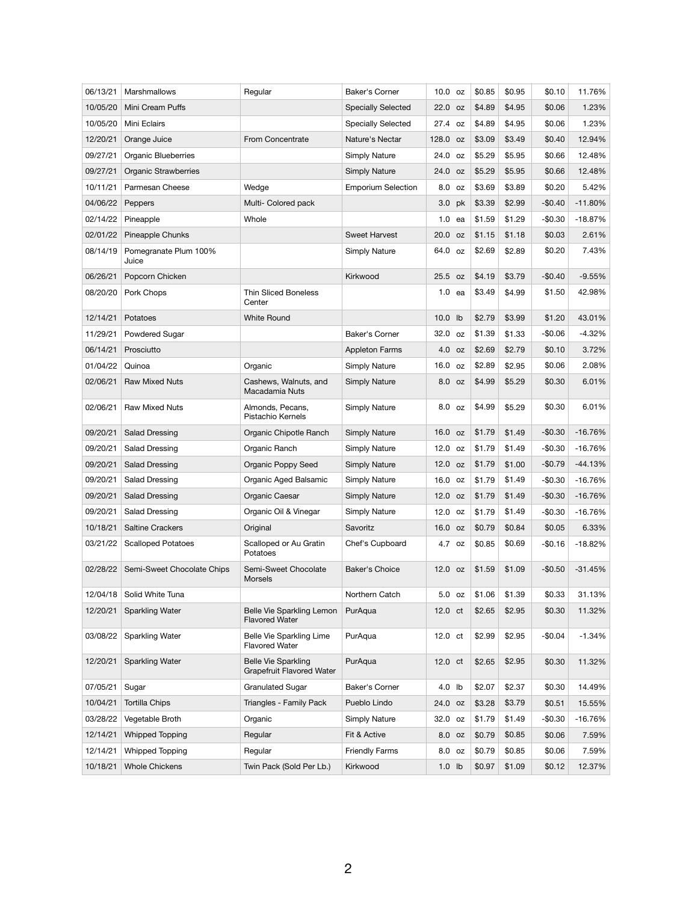| | | | | | | | | | |
|---|---|---|---|---|---|---|---|---|---|
| 06/13/21 | Marshmallows | Regular | Baker's Corner | 10.0 | oz | $0.85 | $0.95 | $0.10 | 11.76% |
| 10/05/20 | Mini Cream Puffs | | Specially Selected | 22.0 | oz | $4.89 | $4.95 | $0.06 | 1.23% |
| 10/05/20 | Mini Eclairs | | Specially Selected | 27.4 | oz | $4.89 | $4.95 | $0.06 | 1.23% |
| 12/20/21 | Orange Juice | From Concentrate | Nature's Nectar | 128.0 | oz | $3.09 | $3.49 | $0.40 | 12.94% |
| 09/27/21 | Organic Blueberries | | Simply Nature | 24.0 | oz | $5.29 | $5.95 | $0.66 | 12.48% |
| 09/27/21 | Organic Strawberries | | Simply Nature | 24.0 | oz | $5.29 | $5.95 | $0.66 | 12.48% |
| 10/11/21 | Parmesan Cheese | Wedge | Emporium Selection | 8.0 | oz | $3.69 | $3.89 | $0.20 | 5.42% |
| 04/06/22 | Peppers | Multi- Colored pack | | 3.0 | pk | $3.39 | $2.99 | -$0.40 | -11.80% |
| 02/14/22 | Pineapple | Whole | | 1.0 | ea | $1.59 | $1.29 | -$0.30 | -18.87% |
| 02/01/22 | Pineapple Chunks | | Sweet Harvest | 20.0 | oz | $1.15 | $1.18 | $0.03 | 2.61% |
| 08/14/19 | Pomegranate Plum 100% Juice | | Simply Nature | 64.0 | oz | $2.69 | $2.89 | $0.20 | 7.43% |
| 06/26/21 | Popcorn Chicken | | Kirkwood | 25.5 | oz | $4.19 | $3.79 | -$0.40 | -9.55% |
| 08/20/20 | Pork Chops | Thin Sliced Boneless Center | | 1.0 | ea | $3.49 | $4.99 | $1.50 | 42.98% |
| 12/14/21 | Potatoes | White Round | | 10.0 | lb | $2.79 | $3.99 | $1.20 | 43.01% |
| 11/29/21 | Powdered Sugar | | Baker's Corner | 32.0 | oz | $1.39 | $1.33 | -$0.06 | -4.32% |
| 06/14/21 | Prosciutto | | Appleton Farms | 4.0 | oz | $2.69 | $2.79 | $0.10 | 3.72% |
| 01/04/22 | Quinoa | Organic | Simply Nature | 16.0 | oz | $2.89 | $2.95 | $0.06 | 2.08% |
| 02/06/21 | Raw Mixed Nuts | Cashews, Walnuts, and Macadamia Nuts | Simply Nature | 8.0 | oz | $4.99 | $5.29 | $0.30 | 6.01% |
| 02/06/21 | Raw Mixed Nuts | Almonds, Pecans, Pistachio Kernels | Simply Nature | 8.0 | oz | $4.99 | $5.29 | $0.30 | 6.01% |
| 09/20/21 | Salad Dressing | Organic Chipotle Ranch | Simply Nature | 16.0 | oz | $1.79 | $1.49 | -$0.30 | -16.76% |
| 09/20/21 | Salad Dressing | Organic Ranch | Simply Nature | 12.0 | oz | $1.79 | $1.49 | -$0.30 | -16.76% |
| 09/20/21 | Salad Dressing | Organic Poppy Seed | Simply Nature | 12.0 | oz | $1.79 | $1.00 | -$0.79 | -44.13% |
| 09/20/21 | Salad Dressing | Organic Aged Balsamic | Simply Nature | 16.0 | oz | $1.79 | $1.49 | -$0.30 | -16.76% |
| 09/20/21 | Salad Dressing | Organic Caesar | Simply Nature | 12.0 | oz | $1.79 | $1.49 | -$0.30 | -16.76% |
| 09/20/21 | Salad Dressing | Organic Oil & Vinegar | Simply Nature | 12.0 | oz | $1.79 | $1.49 | -$0.30 | -16.76% |
| 10/18/21 | Saltine Crackers | Original | Savoritz | 16.0 | oz | $0.79 | $0.84 | $0.05 | 6.33% |
| 03/21/22 | Scalloped Potatoes | Scalloped or Au Gratin Potatoes | Chef's Cupboard | 4.7 | oz | $0.85 | $0.69 | -$0.16 | -18.82% |
| 02/28/22 | Semi-Sweet Chocolate Chips | Semi-Sweet Chocolate Morsels | Baker's Choice | 12.0 | oz | $1.59 | $1.09 | -$0.50 | -31.45% |
| 12/04/18 | Solid White Tuna | | Northern Catch | 5.0 | oz | $1.06 | $1.39 | $0.33 | 31.13% |
| 12/20/21 | Sparkling Water | Belle Vie Sparkling Lemon Flavored Water | PurAqua | 12.0 | ct | $2.65 | $2.95 | $0.30 | 11.32% |
| 03/08/22 | Sparkling Water | Belle Vie Sparkling Lime Flavored Water | PurAqua | 12.0 | ct | $2.99 | $2.95 | -$0.04 | -1.34% |
| 12/20/21 | Sparkling Water | Belle Vie Sparkling Grapefruit Flavored Water | PurAqua | 12.0 | ct | $2.65 | $2.95 | $0.30 | 11.32% |
| 07/05/21 | Sugar | Granulated Sugar | Baker's Corner | 4.0 | lb | $2.07 | $2.37 | $0.30 | 14.49% |
| 10/04/21 | Tortilla Chips | Triangles - Family Pack | Pueblo Lindo | 24.0 | oz | $3.28 | $3.79 | $0.51 | 15.55% |
| 03/28/22 | Vegetable Broth | Organic | Simply Nature | 32.0 | oz | $1.79 | $1.49 | -$0.30 | -16.76% |
| 12/14/21 | Whipped Topping | Regular | Fit & Active | 8.0 | oz | $0.79 | $0.85 | $0.06 | 7.59% |
| 12/14/21 | Whipped Topping | Regular | Friendly Farms | 8.0 | oz | $0.79 | $0.85 | $0.06 | 7.59% |
| 10/18/21 | Whole Chickens | Twin Pack (Sold Per Lb.) | Kirkwood | 1.0 | lb | $0.97 | $1.09 | $0.12 | 12.37% |